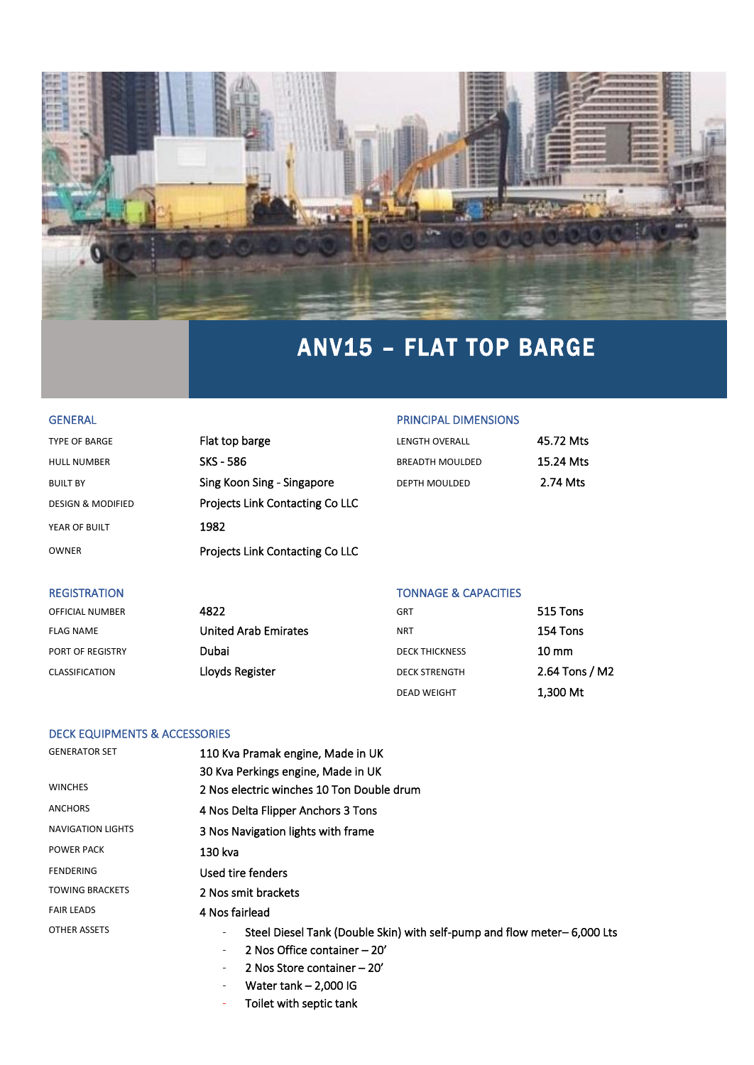# ANV15 – FLAT TOP BARGE

## GENERAL

| | |
|---|---|
| TYPE OF BARGE | Flat top barge |
| HULL NUMBER | SKS - 586 |
| BUILT BY | Sing Koon Sing - Singapore |
| DESIGN & MODIFIED | Projects Link Contacting Co LLC |
| YEAR OF BUILT | 1982 |
| OWNER | Projects Link Contacting Co LLC |

## PRINCIPAL DIMENSIONS

| | |
|---|---|
| LENGTH OVERALL | 45.72 Mts |
| BREADTH MOULDED | 15.24 Mts |
| DEPTH MOULDED | 2.74 Mts |

## REGISTRATION

| | |
|---|---|
| OFFICIAL NUMBER | 4822 |
| FLAG NAME | United Arab Emirates |
| PORT OF REGISTRY | Dubai |
| CLASSIFICATION | Lloyds Register |

## TONNAGE & CAPACITIES

| | |
|---|---|
| GRT | 515 Tons |
| NRT | 154 Tons |
| DECK THICKNESS | 10 mm |
| DECK STRENGTH | 2.64 Tons / M2 |
| DEAD WEIGHT | 1,300 Mt |

## DECK EQUIPMENTS & ACCESSORIES

| | |
|---|---|
| GENERATOR SET | 110 Kva Pramak engine, Made in UK<br>30 Kva Perkings engine, Made in UK |
| WINCHES | 2 Nos electric winches 10 Ton Double drum |
| ANCHORS | 4 Nos Delta Flipper Anchors 3 Tons |
| NAVIGATION LIGHTS | 3 Nos Navigation lights with frame |
| POWER PACK | 130 kva |
| FENDERING | Used tire fenders |
| TOWING BRACKETS | 2 Nos smit brackets |
| FAIR LEADS | 4 Nos fairlead |
| OTHER ASSETS | - Steel Diesel Tank (Double Skin) with self-pump and flow meter– 6,000 Lts<br>- 2 Nos Office container – 20'<br>- 2 Nos Store container – 20'<br>- Water tank – 2,000 IG<br>- Toilet with septic tank |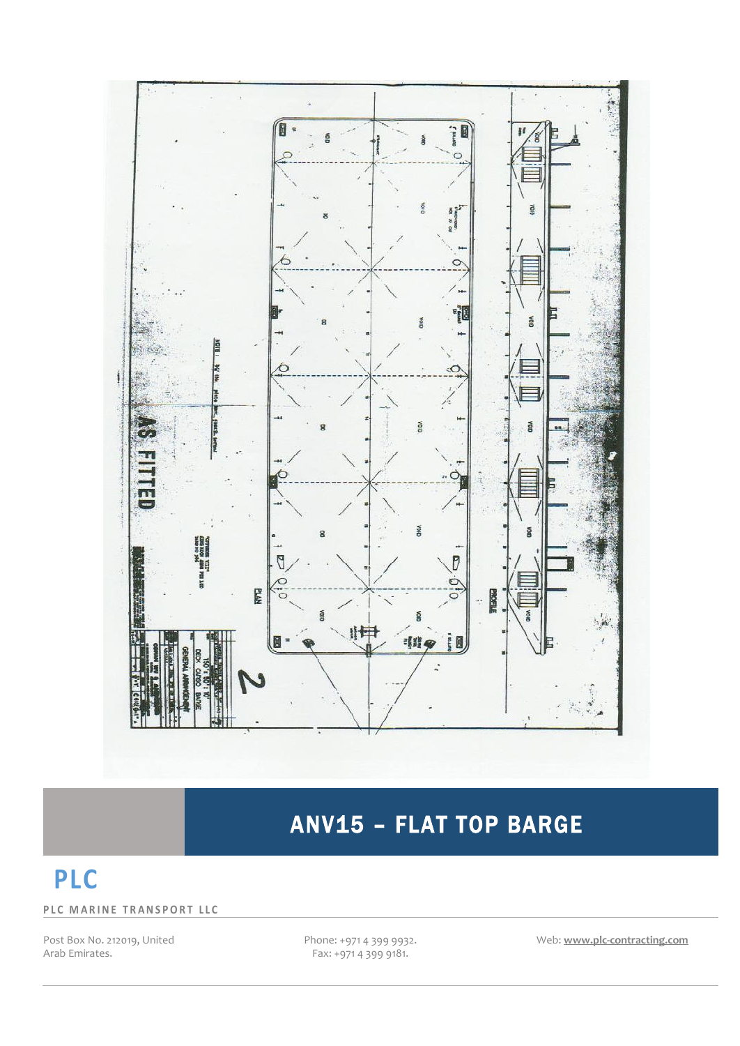# ANV15 – FLAT TOP BARGE

**PLC**

**PLC MARINE TRANSPORT LLC**

Post Box No. 212019, United Arab Emirates.

Phone: +971 4 399 9932.
Fax: +971 4 399 9181.

Web: **www.plc-contracting.com**